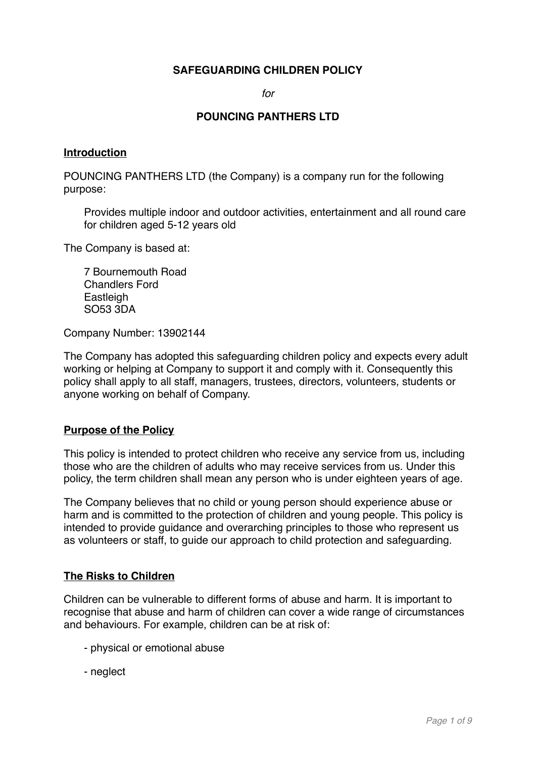**SAFEGUARDING CHILDREN POLICY**

*for*

**POUNCING PANTHERS LTD**

## Introduction

POUNCING PANTHERS LTD (the Company) is a company run for the following purpose:

> Provides multiple indoor and outdoor activities, entertainment and all round care for children aged 5-12 years old

The Company is based at:

> 7 Bournemouth Road
> Chandlers Ford
> Eastleigh
> SO53 3DA

Company Number: 13902144

The Company has adopted this safeguarding children policy and expects every adult working or helping at Company to support it and comply with it. Consequently this policy shall apply to all staff, managers, trustees, directors, volunteers, students or anyone working on behalf of Company.

## Purpose of the Policy

This policy is intended to protect children who receive any service from us, including those who are the children of adults who may receive services from us. Under this policy, the term children shall mean any person who is under eighteen years of age.

The Company believes that no child or young person should experience abuse or harm and is committed to the protection of children and young people. This policy is intended to provide guidance and overarching principles to those who represent us as volunteers or staff, to guide our approach to child protection and safeguarding.

## The Risks to Children

Children can be vulnerable to different forms of abuse and harm. It is important to recognise that abuse and harm of children can cover a wide range of circumstances and behaviours. For example, children can be at risk of:

- physical or emotional abuse
- neglect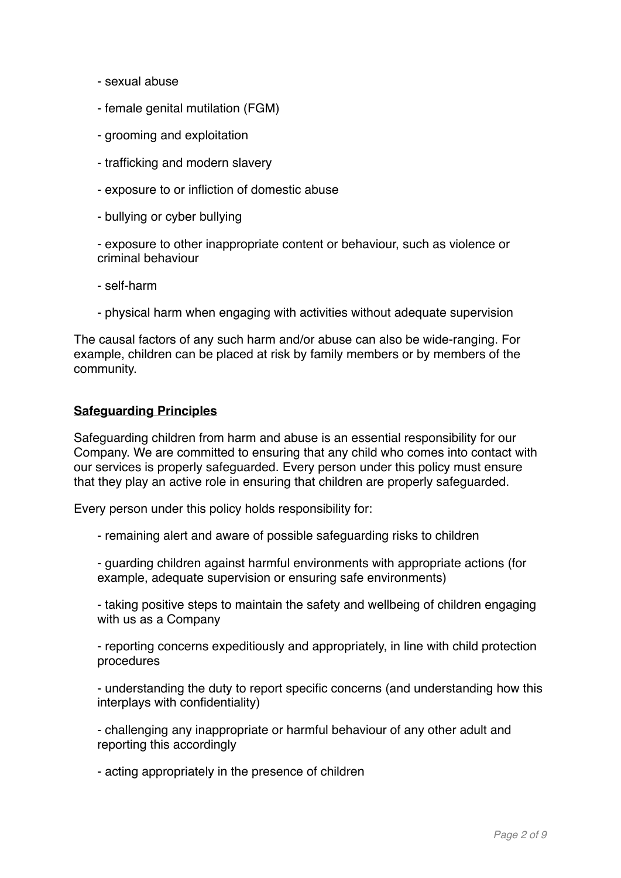- sexual abuse
- female genital mutilation (FGM)
- grooming and exploitation
- trafficking and modern slavery
- exposure to or infliction of domestic abuse
- bullying or cyber bullying
- exposure to other inappropriate content or behaviour, such as violence or criminal behaviour
- self-harm
- physical harm when engaging with activities without adequate supervision

The causal factors of any such harm and/or abuse can also be wide-ranging. For example, children can be placed at risk by family members or by members of the community.

## **Safeguarding Principles**

Safeguarding children from harm and abuse is an essential responsibility for our Company. We are committed to ensuring that any child who comes into contact with our services is properly safeguarded. Every person under this policy must ensure that they play an active role in ensuring that children are properly safeguarded.

Every person under this policy holds responsibility for:

- remaining alert and aware of possible safeguarding risks to children
- guarding children against harmful environments with appropriate actions (for example, adequate supervision or ensuring safe environments)
- taking positive steps to maintain the safety and wellbeing of children engaging with us as a Company
- reporting concerns expeditiously and appropriately, in line with child protection procedures
- understanding the duty to report specific concerns (and understanding how this interplays with confidentiality)
- challenging any inappropriate or harmful behaviour of any other adult and reporting this accordingly
- acting appropriately in the presence of children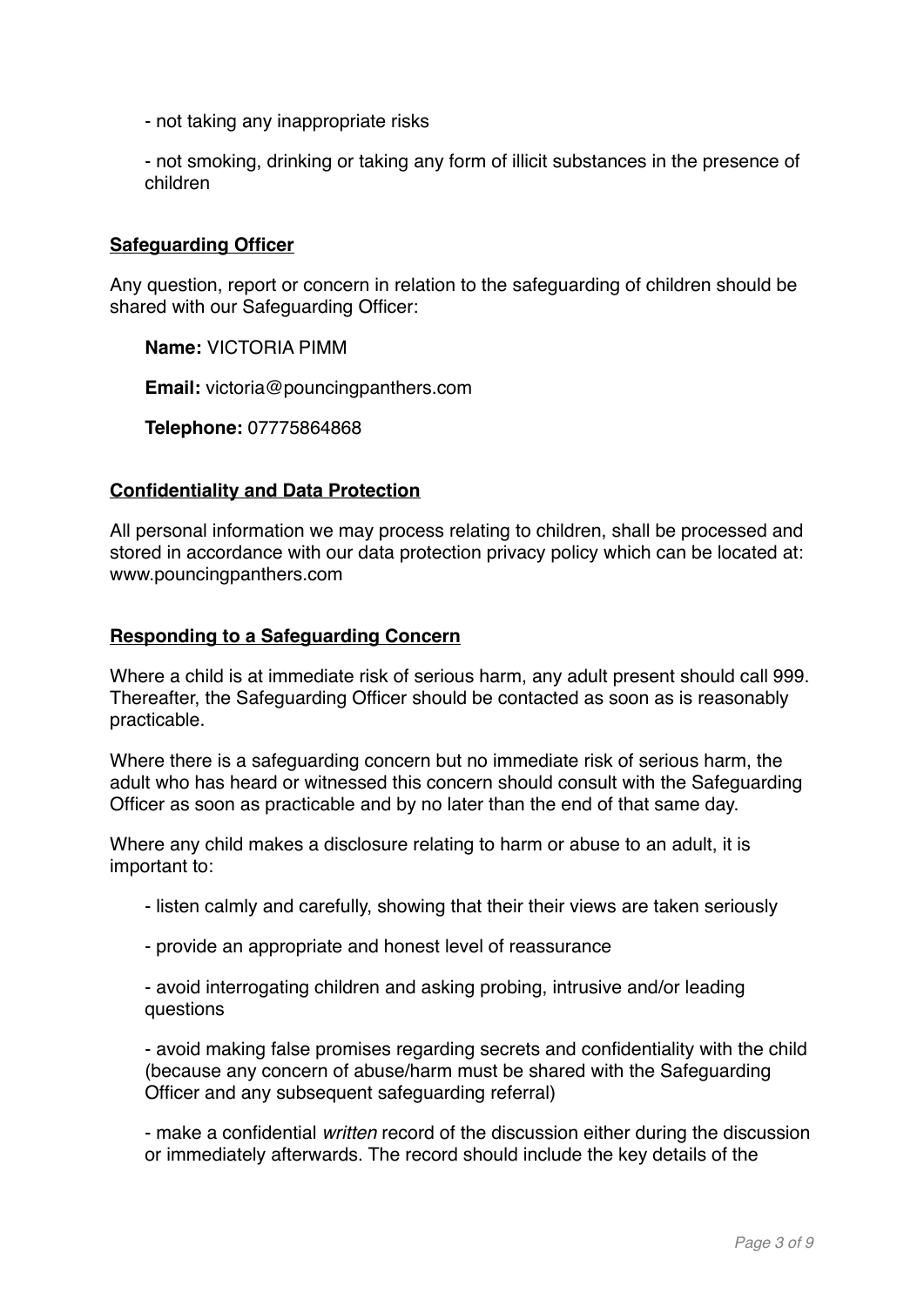- not taking any inappropriate risks

- not smoking, drinking or taking any form of illicit substances in the presence of children

## **Safeguarding Officer**

Any question, report or concern in relation to the safeguarding of children should be shared with our Safeguarding Officer:

**Name:** VICTORIA PIMM

**Email:** victoria@pouncingpanthers.com

**Telephone:** 07775864868

## **Confidentiality and Data Protection**

All personal information we may process relating to children, shall be processed and stored in accordance with our data protection privacy policy which can be located at: www.pouncingpanthers.com

## **Responding to a Safeguarding Concern**

Where a child is at immediate risk of serious harm, any adult present should call 999. Thereafter, the Safeguarding Officer should be contacted as soon as is reasonably practicable.

Where there is a safeguarding concern but no immediate risk of serious harm, the adult who has heard or witnessed this concern should consult with the Safeguarding Officer as soon as practicable and by no later than the end of that same day.

Where any child makes a disclosure relating to harm or abuse to an adult, it is important to:

- listen calmly and carefully, showing that their their views are taken seriously

- provide an appropriate and honest level of reassurance

- avoid interrogating children and asking probing, intrusive and/or leading questions

- avoid making false promises regarding secrets and confidentiality with the child (because any concern of abuse/harm must be shared with the Safeguarding Officer and any subsequent safeguarding referral)

- make a confidential *written* record of the discussion either during the discussion or immediately afterwards. The record should include the key details of the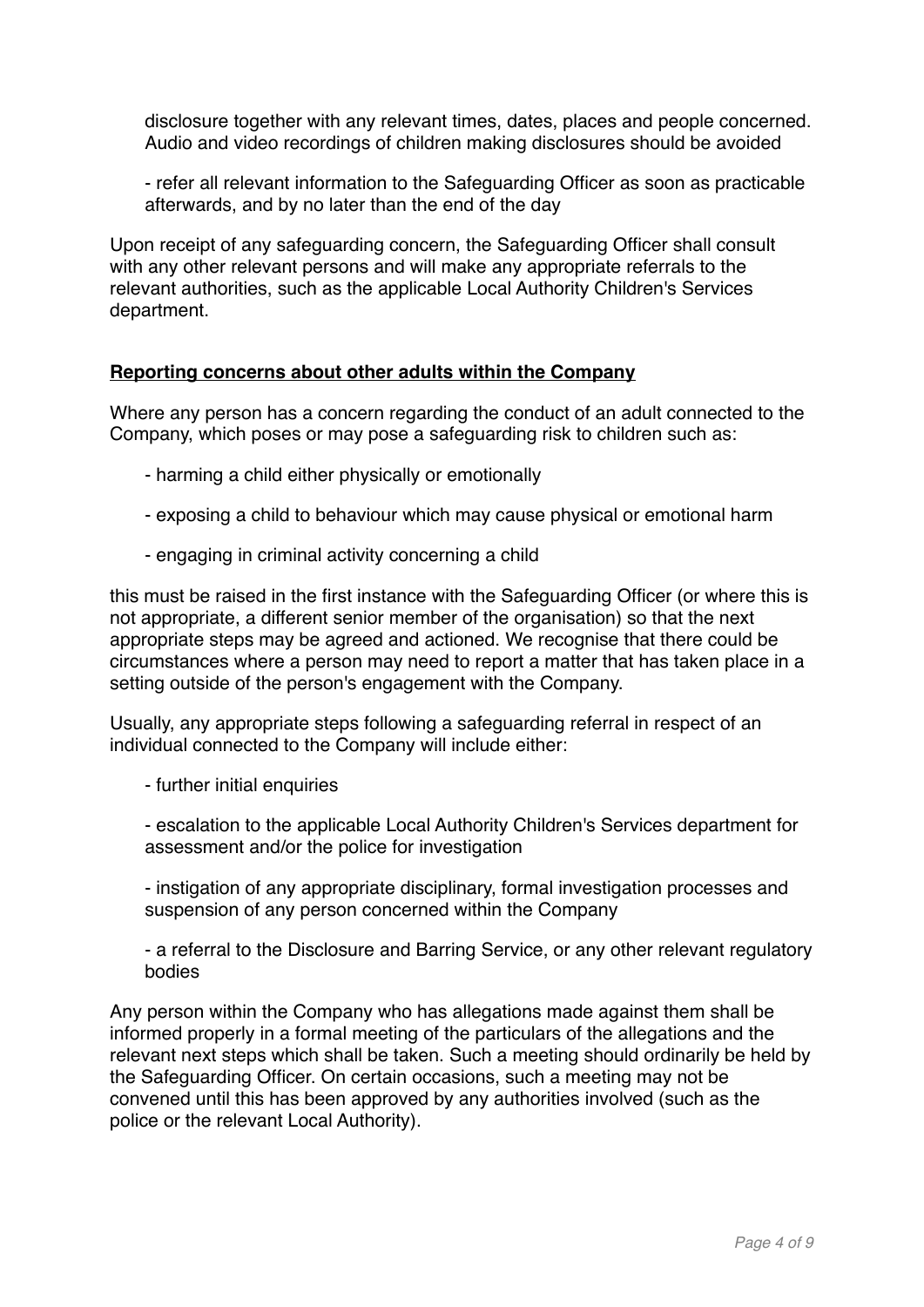disclosure together with any relevant times, dates, places and people concerned. Audio and video recordings of children making disclosures should be avoided

- refer all relevant information to the Safeguarding Officer as soon as practicable afterwards, and by no later than the end of the day

Upon receipt of any safeguarding concern, the Safeguarding Officer shall consult with any other relevant persons and will make any appropriate referrals to the relevant authorities, such as the applicable Local Authority Children's Services department.

**Reporting concerns about other adults within the Company**

Where any person has a concern regarding the conduct of an adult connected to the Company, which poses or may pose a safeguarding risk to children such as:

- harming a child either physically or emotionally
- exposing a child to behaviour which may cause physical or emotional harm
- engaging in criminal activity concerning a child

this must be raised in the first instance with the Safeguarding Officer (or where this is not appropriate, a different senior member of the organisation) so that the next appropriate steps may be agreed and actioned. We recognise that there could be circumstances where a person may need to report a matter that has taken place in a setting outside of the person's engagement with the Company.

Usually, any appropriate steps following a safeguarding referral in respect of an individual connected to the Company will include either:

- further initial enquiries
- escalation to the applicable Local Authority Children's Services department for assessment and/or the police for investigation
- instigation of any appropriate disciplinary, formal investigation processes and suspension of any person concerned within the Company
- a referral to the Disclosure and Barring Service, or any other relevant regulatory bodies

Any person within the Company who has allegations made against them shall be informed properly in a formal meeting of the particulars of the allegations and the relevant next steps which shall be taken. Such a meeting should ordinarily be held by the Safeguarding Officer. On certain occasions, such a meeting may not be convened until this has been approved by any authorities involved (such as the police or the relevant Local Authority).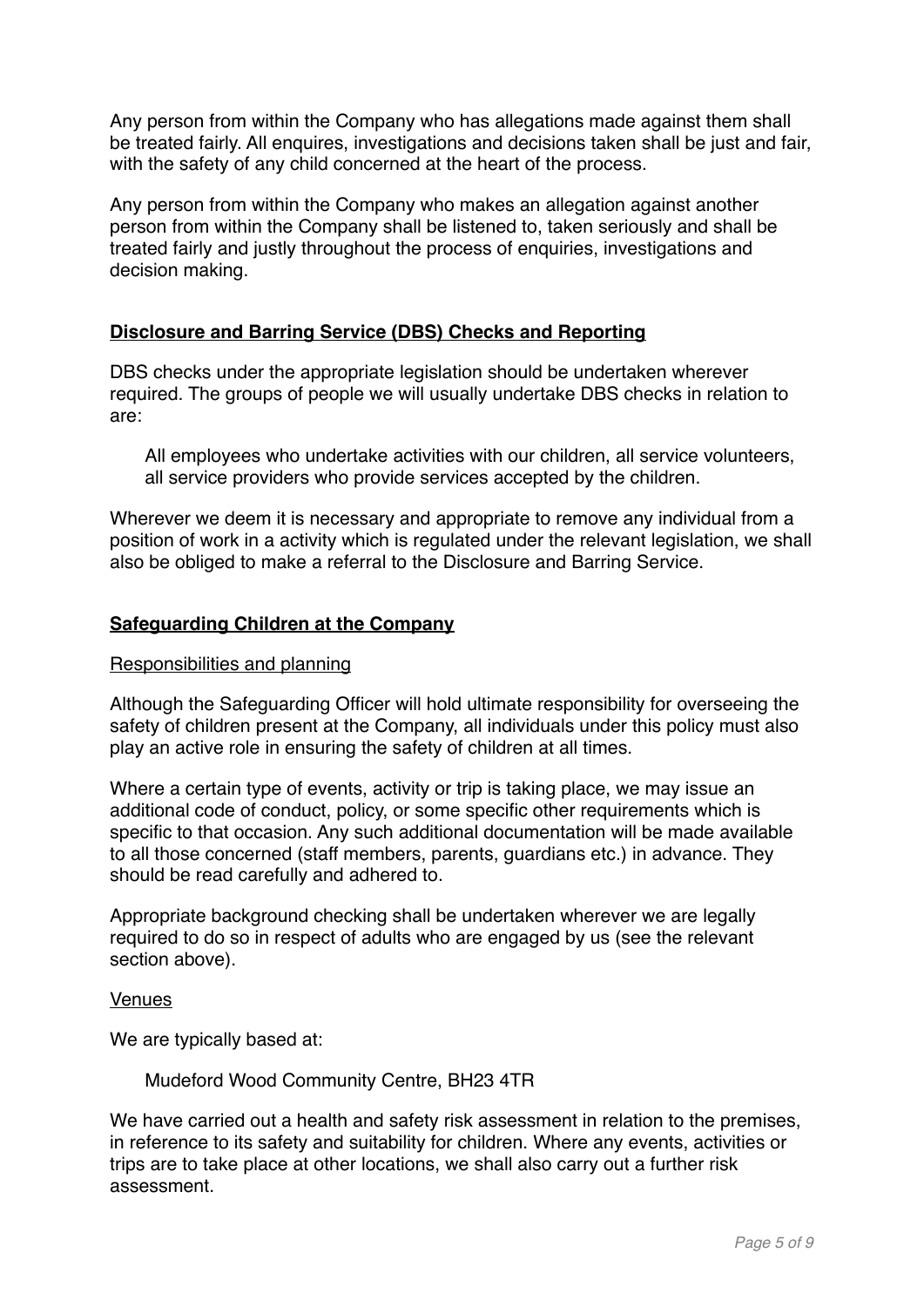Any person from within the Company who has allegations made against them shall be treated fairly. All enquires, investigations and decisions taken shall be just and fair, with the safety of any child concerned at the heart of the process.

Any person from within the Company who makes an allegation against another person from within the Company shall be listened to, taken seriously and shall be treated fairly and justly throughout the process of enquiries, investigations and decision making.

## Disclosure and Barring Service (DBS) Checks and Reporting

DBS checks under the appropriate legislation should be undertaken wherever required. The groups of people we will usually undertake DBS checks in relation to are:

> All employees who undertake activities with our children, all service volunteers, all service providers who provide services accepted by the children.

Wherever we deem it is necessary and appropriate to remove any individual from a position of work in a activity which is regulated under the relevant legislation, we shall also be obliged to make a referral to the Disclosure and Barring Service.

## Safeguarding Children at the Company

### Responsibilities and planning

Although the Safeguarding Officer will hold ultimate responsibility for overseeing the safety of children present at the Company, all individuals under this policy must also play an active role in ensuring the safety of children at all times.

Where a certain type of events, activity or trip is taking place, we may issue an additional code of conduct, policy, or some specific other requirements which is specific to that occasion. Any such additional documentation will be made available to all those concerned (staff members, parents, guardians etc.) in advance. They should be read carefully and adhered to.

Appropriate background checking shall be undertaken wherever we are legally required to do so in respect of adults who are engaged by us (see the relevant section above).

### Venues

We are typically based at:

> Mudeford Wood Community Centre, BH23 4TR

We have carried out a health and safety risk assessment in relation to the premises, in reference to its safety and suitability for children. Where any events, activities or trips are to take place at other locations, we shall also carry out a further risk assessment.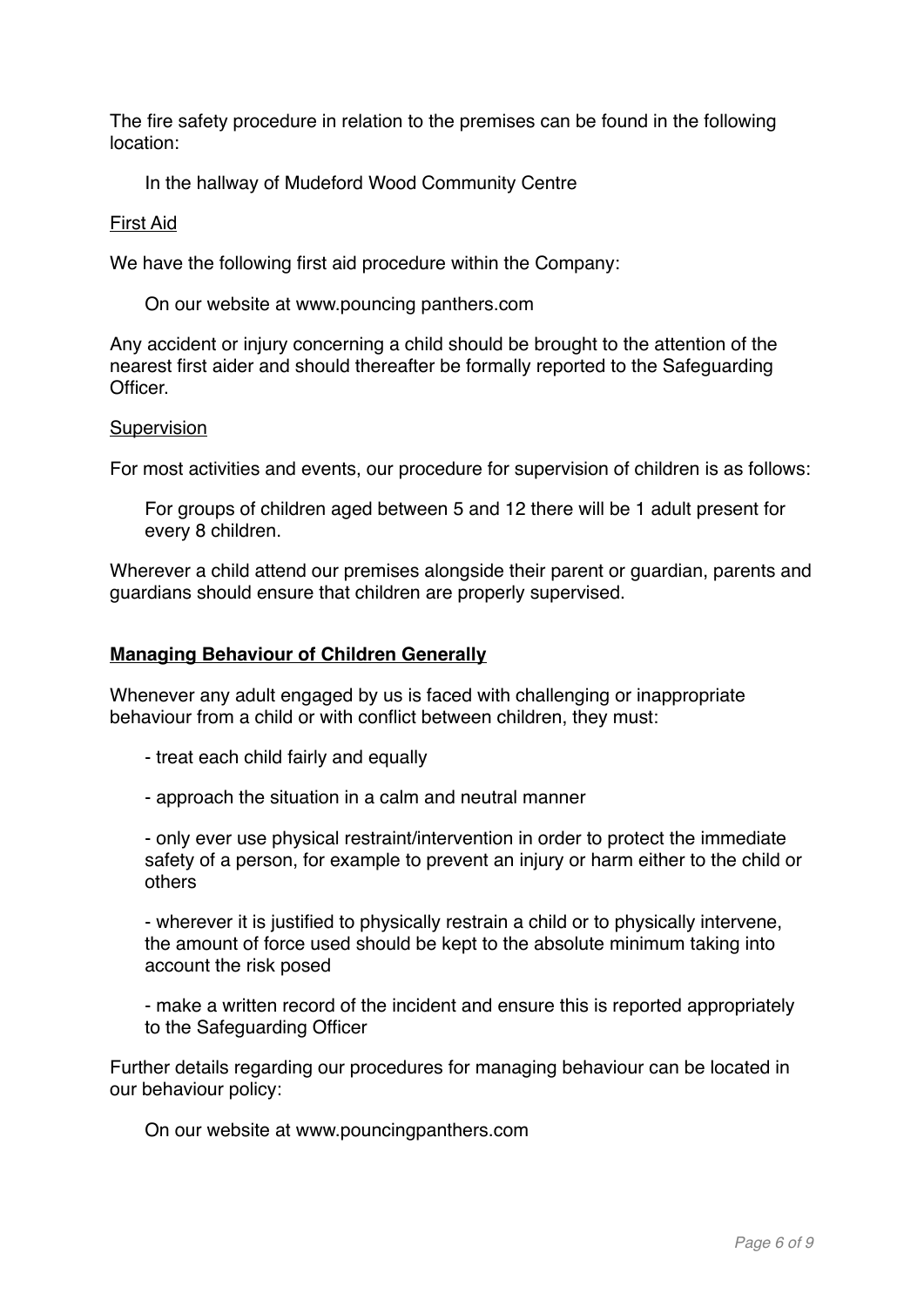The fire safety procedure in relation to the premises can be found in the following location:

In the hallway of Mudeford Wood Community Centre

<u>First Aid</u>

We have the following first aid procedure within the Company:

On our website at www.pouncing panthers.com

Any accident or injury concerning a child should be brought to the attention of the nearest first aider and should thereafter be formally reported to the Safeguarding Officer.

<u>Supervision</u>

For most activities and events, our procedure for supervision of children is as follows:

For groups of children aged between 5 and 12 there will be 1 adult present for every 8 children.

Wherever a child attend our premises alongside their parent or guardian, parents and guardians should ensure that children are properly supervised.

## **<u>Managing Behaviour of Children Generally</u>**

Whenever any adult engaged by us is faced with challenging or inappropriate behaviour from a child or with conflict between children, they must:

- treat each child fairly and equally
- approach the situation in a calm and neutral manner
- only ever use physical restraint/intervention in order to protect the immediate safety of a person, for example to prevent an injury or harm either to the child or others
- wherever it is justified to physically restrain a child or to physically intervene, the amount of force used should be kept to the absolute minimum taking into account the risk posed
- make a written record of the incident and ensure this is reported appropriately to the Safeguarding Officer

Further details regarding our procedures for managing behaviour can be located in our behaviour policy:

On our website at www.pouncingpanthers.com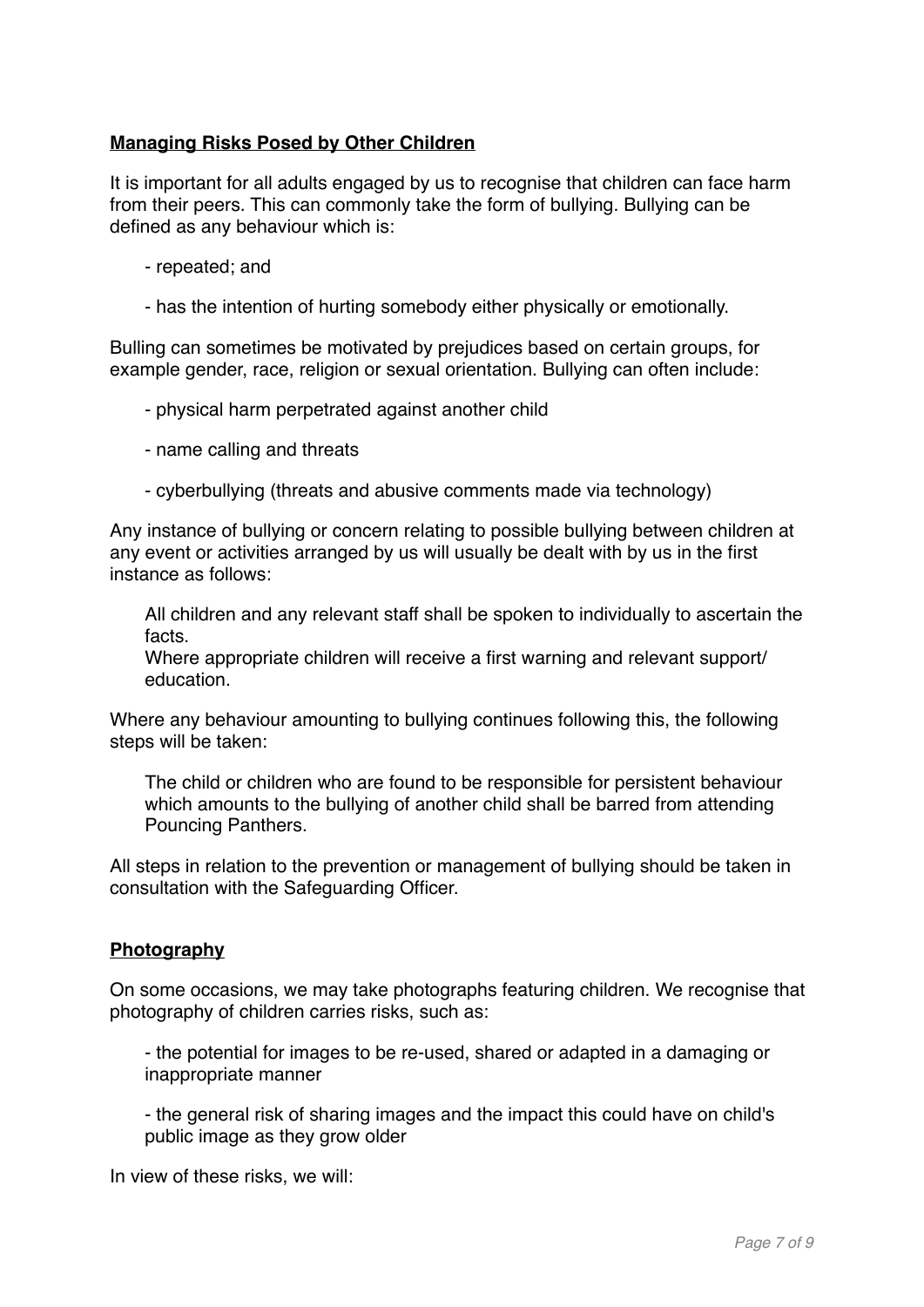**Managing Risks Posed by Other Children**

It is important for all adults engaged by us to recognise that children can face harm from their peers. This can commonly take the form of bullying. Bullying can be defined as any behaviour which is:

- repeated; and

- has the intention of hurting somebody either physically or emotionally.

Bulling can sometimes be motivated by prejudices based on certain groups, for example gender, race, religion or sexual orientation. Bullying can often include:

- physical harm perpetrated against another child

- name calling and threats

- cyberbullying (threats and abusive comments made via technology)

Any instance of bullying or concern relating to possible bullying between children at any event or activities arranged by us will usually be dealt with by us in the first instance as follows:

> All children and any relevant staff shall be spoken to individually to ascertain the facts.
> Where appropriate children will receive a first warning and relevant support/education.

Where any behaviour amounting to bullying continues following this, the following steps will be taken:

> The child or children who are found to be responsible for persistent behaviour which amounts to the bullying of another child shall be barred from attending Pouncing Panthers.

All steps in relation to the prevention or management of bullying should be taken in consultation with the Safeguarding Officer.

**Photography**

On some occasions, we may take photographs featuring children. We recognise that photography of children carries risks, such as:

- the potential for images to be re-used, shared or adapted in a damaging or inappropriate manner

- the general risk of sharing images and the impact this could have on child's public image as they grow older

In view of these risks, we will: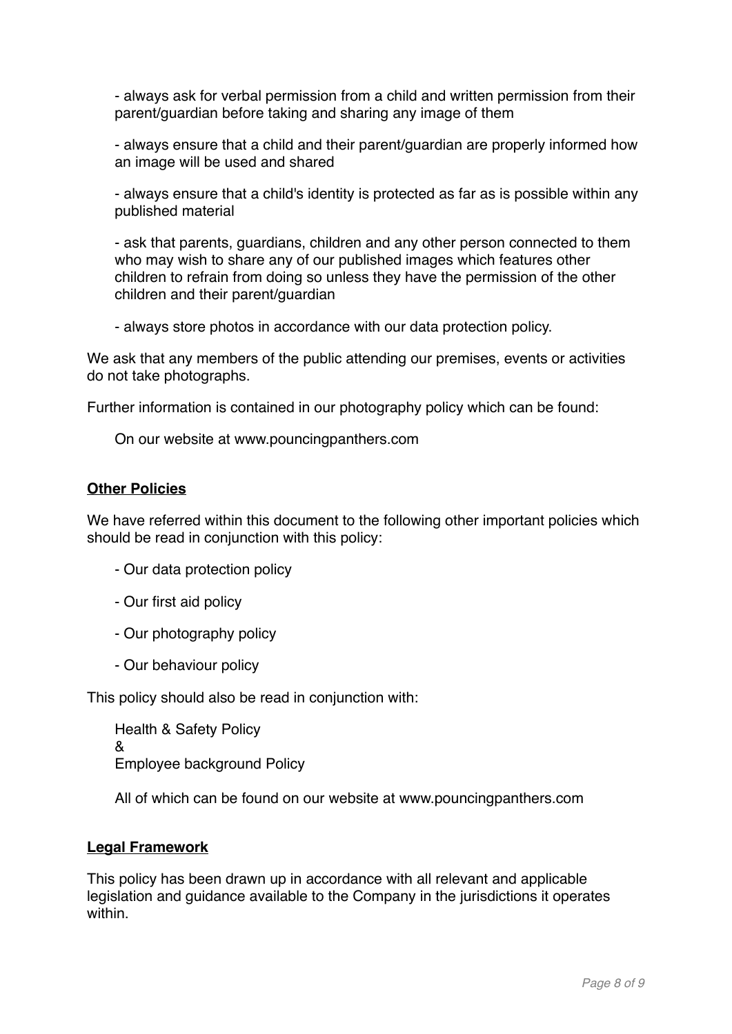- always ask for verbal permission from a child and written permission from their parent/guardian before taking and sharing any image of them

- always ensure that a child and their parent/guardian are properly informed how an image will be used and shared

- always ensure that a child's identity is protected as far as is possible within any published material

- ask that parents, guardians, children and any other person connected to them who may wish to share any of our published images which features other children to refrain from doing so unless they have the permission of the other children and their parent/guardian

- always store photos in accordance with our data protection policy.

We ask that any members of the public attending our premises, events or activities do not take photographs.

Further information is contained in our photography policy which can be found:

On our website at www.pouncingpanthers.com

## **Other Policies**

We have referred within this document to the following other important policies which should be read in conjunction with this policy:

- Our data protection policy

- Our first aid policy

- Our photography policy

- Our behaviour policy

This policy should also be read in conjunction with:

Health & Safety Policy
&
Employee background Policy

All of which can be found on our website at www.pouncingpanthers.com

## **Legal Framework**

This policy has been drawn up in accordance with all relevant and applicable legislation and guidance available to the Company in the jurisdictions it operates within.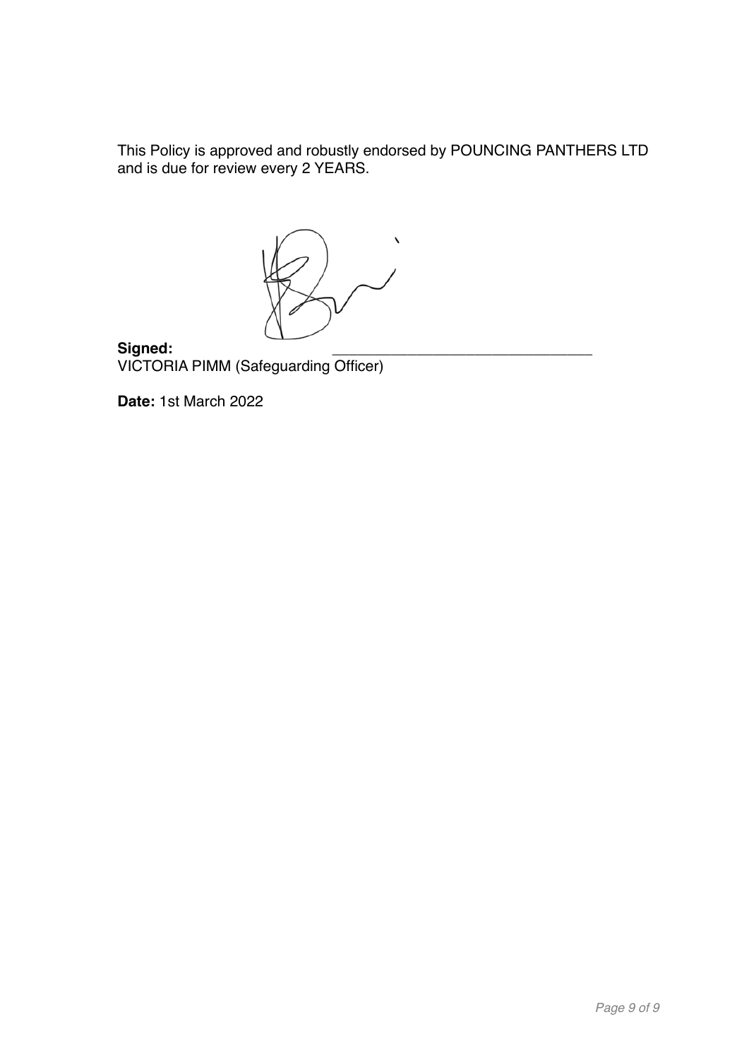This Policy is approved and robustly endorsed by POUNCING PANTHERS LTD and is due for review every 2 YEARS.

**Signed:** ______________________________

VICTORIA PIMM (Safeguarding Officer)

**Date:** 1st March 2022